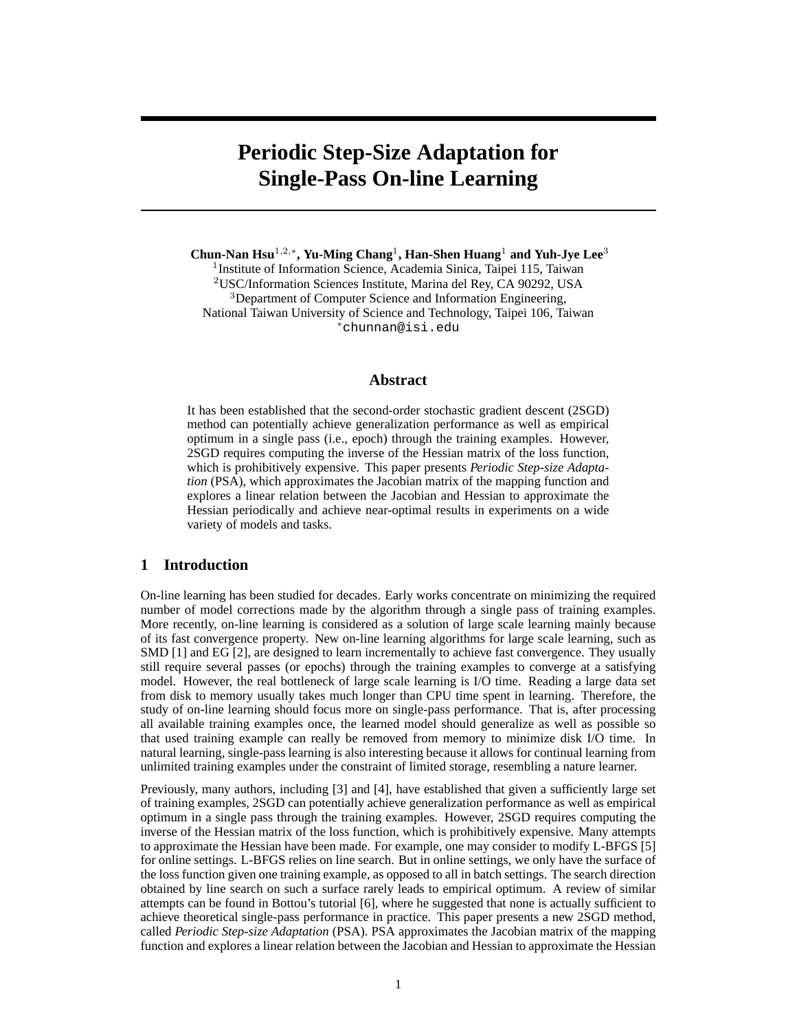# Periodic Step-Size Adaptation for Single-Pass On-line Learning

**Chun-Nan Hsu**[1,2,*], **Yu-Ming Chang**[1], **Han-Shen Huang**[1] **and Yuh-Jye Lee**[3]

[1]Institute of Information Science, Academia Sinica, Taipei 115, Taiwan
[2]USC/Information Sciences Institute, Marina del Rey, CA 90292, USA
[3]Department of Computer Science and Information Engineering, National Taiwan University of Science and Technology, Taipei 106, Taiwan
[*]chunnan@isi.edu

## Abstract

It has been established that the second-order stochastic gradient descent (2SGD) method can potentially achieve generalization performance as well as empirical optimum in a single pass (i.e., epoch) through the training examples. However, 2SGD requires computing the inverse of the Hessian matrix of the loss function, which is prohibitively expensive. This paper presents *Periodic Step-size Adaptation* (PSA), which approximates the Jacobian matrix of the mapping function and explores a linear relation between the Jacobian and Hessian to approximate the Hessian periodically and achieve near-optimal results in experiments on a wide variety of models and tasks.

## 1 Introduction

On-line learning has been studied for decades. Early works concentrate on minimizing the required number of model corrections made by the algorithm through a single pass of training examples. More recently, on-line learning is considered as a solution of large scale learning mainly because of its fast convergence property. New on-line learning algorithms for large scale learning, such as SMD [1] and EG [2], are designed to learn incrementally to achieve fast convergence. They usually still require several passes (or epochs) through the training examples to converge at a satisfying model. However, the real bottleneck of large scale learning is I/O time. Reading a large data set from disk to memory usually takes much longer than CPU time spent in learning. Therefore, the study of on-line learning should focus more on single-pass performance. That is, after processing all available training examples once, the learned model should generalize as well as possible so that used training example can really be removed from memory to minimize disk I/O time. In natural learning, single-pass learning is also interesting because it allows for continual learning from unlimited training examples under the constraint of limited storage, resembling a nature learner.

Previously, many authors, including [3] and [4], have established that given a sufficiently large set of training examples, 2SGD can potentially achieve generalization performance as well as empirical optimum in a single pass through the training examples. However, 2SGD requires computing the inverse of the Hessian matrix of the loss function, which is prohibitively expensive. Many attempts to approximate the Hessian have been made. For example, one may consider to modify L-BFGS [5] for online settings. L-BFGS relies on line search. But in online settings, we only have the surface of the loss function given one training example, as opposed to all in batch settings. The search direction obtained by line search on such a surface rarely leads to empirical optimum. A review of similar attempts can be found in Bottou's tutorial [6], where he suggested that none is actually sufficient to achieve theoretical single-pass performance in practice. This paper presents a new 2SGD method, called *Periodic Step-size Adaptation* (PSA). PSA approximates the Jacobian matrix of the mapping function and explores a linear relation between the Jacobian and Hessian to approximate the Hessian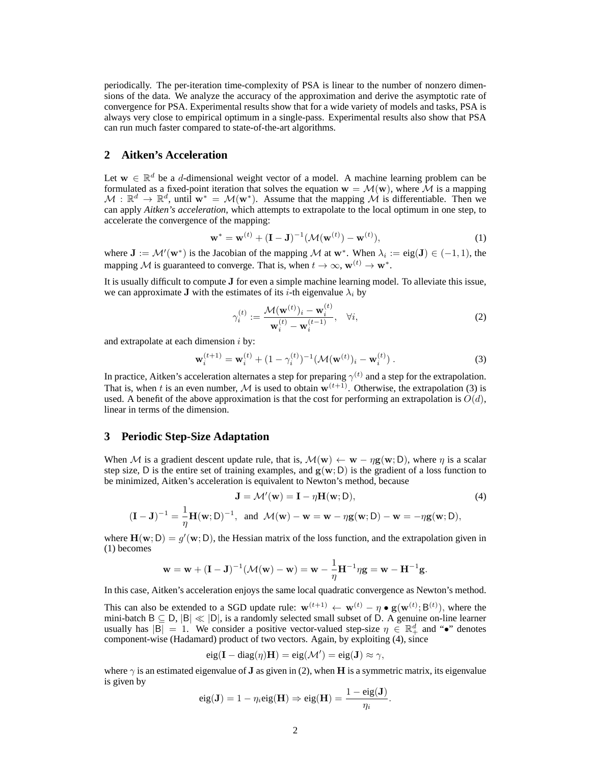periodically. The per-iteration time-complexity of PSA is linear to the number of nonzero dimensions of the data. We analyze the accuracy of the approximation and derive the asymptotic rate of convergence for PSA. Experimental results show that for a wide variety of models and tasks, PSA is always very close to empirical optimum in a single-pass. Experimental results also show that PSA can run much faster compared to state-of-the-art algorithms.

## 2 Aitken's Acceleration

Let $\mathbf{w} \in \mathbb{R}^d$ be a $d$-dimensional weight vector of a model. A machine learning problem can be formulated as a fixed-point iteration that solves the equation $\mathbf{w} = \mathcal{M}(\mathbf{w})$, where $\mathcal{M}$ is a mapping $\mathcal{M} : \mathbb{R}^d \to \mathbb{R}^d$, until $\mathbf{w}^* = \mathcal{M}(\mathbf{w}^*)$. Assume that the mapping $\mathcal{M}$ is differentiable. Then we can apply *Aitken's acceleration*, which attempts to extrapolate to the local optimum in one step, to accelerate the convergence of the mapping:

$$\mathbf{w}^* = \mathbf{w}^{(t)} + (\mathbf{I} - \mathbf{J})^{-1}(\mathcal{M}(\mathbf{w}^{(t)}) - \mathbf{w}^{(t)}), \tag{1}$$

where $\mathbf{J} := \mathcal{M}'(\mathbf{w}^*)$ is the Jacobian of the mapping $\mathcal{M}$ at $\mathbf{w}^*$. When $\lambda_i := \text{eig}(\mathbf{J}) \in (-1, 1)$, the mapping $\mathcal{M}$ is guaranteed to converge. That is, when $t \to \infty$, $\mathbf{w}^{(t)} \to \mathbf{w}^*$.

It is usually difficult to compute $\mathbf{J}$ for even a simple machine learning model. To alleviate this issue, we can approximate $\mathbf{J}$ with the estimates of its $i$-th eigenvalue $\lambda_i$ by

$$\gamma_i^{(t)} := \frac{\mathcal{M}(\mathbf{w}^{(t)})_i - \mathbf{w}_i^{(t)}}{\mathbf{w}_i^{(t)} - \mathbf{w}_i^{(t-1)}}, \quad \forall i, \tag{2}$$

and extrapolate at each dimension $i$ by:

$$\mathbf{w}_i^{(t+1)} = \mathbf{w}_i^{(t)} + (1 - \gamma_i^{(t)})^{-1}(\mathcal{M}(\mathbf{w}^{(t)})_i - \mathbf{w}_i^{(t)}) \, . \tag{3}$$

In practice, Aitken's acceleration alternates a step for preparing $\gamma^{(t)}$ and a step for the extrapolation. That is, when $t$ is an even number, $\mathcal{M}$ is used to obtain $\mathbf{w}^{(t+1)}$. Otherwise, the extrapolation (3) is used. A benefit of the above approximation is that the cost for performing an extrapolation is $O(d)$, linear in terms of the dimension.

## 3 Periodic Step-Size Adaptation

When $\mathcal{M}$ is a gradient descent update rule, that is, $\mathcal{M}(\mathbf{w}) \leftarrow \mathbf{w} - \eta \mathbf{g}(\mathbf{w}; \mathsf{D})$, where $\eta$ is a scalar step size, $\mathsf{D}$ is the entire set of training examples, and $\mathbf{g}(\mathbf{w}; \mathsf{D})$ is the gradient of a loss function to be minimized, Aitken's acceleration is equivalent to Newton's method, because

$$\mathbf{J} = \mathcal{M}'(\mathbf{w}) = \mathbf{I} - \eta \mathbf{H}(\mathbf{w}; \mathsf{D}), \tag{4}$$

$$(\mathbf{I} - \mathbf{J})^{-1} = \frac{1}{\eta}\mathbf{H}(\mathbf{w}; \mathsf{D})^{-1}, \text{ and } \mathcal{M}(\mathbf{w}) - \mathbf{w} = \mathbf{w} - \eta \mathbf{g}(\mathbf{w}; \mathsf{D}) - \mathbf{w} = -\eta \mathbf{g}(\mathbf{w}; \mathsf{D}),$$

where $\mathbf{H}(\mathbf{w}; \mathsf{D}) = g'(\mathbf{w}; \mathsf{D})$, the Hessian matrix of the loss function, and the extrapolation given in (1) becomes

$$\mathbf{w} = \mathbf{w} + (\mathbf{I} - \mathbf{J})^{-1}(\mathcal{M}(\mathbf{w}) - \mathbf{w}) = \mathbf{w} - \frac{1}{\eta}\mathbf{H}^{-1}\eta \mathbf{g} = \mathbf{w} - \mathbf{H}^{-1}\mathbf{g}.$$

In this case, Aitken's acceleration enjoys the same local quadratic convergence as Newton's method.

This can also be extended to a SGD update rule: $\mathbf{w}^{(t+1)} \leftarrow \mathbf{w}^{(t)} - \eta \bullet \mathbf{g}(\mathbf{w}^{(t)}; \mathsf{B}^{(t)})$, where the mini-batch $\mathsf{B} \subseteq \mathsf{D}$, $|\mathsf{B}| \ll |\mathsf{D}|$, is a randomly selected small subset of $\mathsf{D}$. A genuine on-line learner usually has $|\mathsf{B}| = 1$. We consider a positive vector-valued step-size $\eta \in \mathbb{R}_+^d$ and "$\bullet$" denotes component-wise (Hadamard) product of two vectors. Again, by exploiting (4), since

$$\text{eig}(\mathbf{I} - \text{diag}(\eta)\mathbf{H}) = \text{eig}(\mathcal{M}') = \text{eig}(\mathbf{J}) \approx \gamma,$$

where $\gamma$ is an estimated eigenvalue of $\mathbf{J}$ as given in (2), when $\mathbf{H}$ is a symmetric matrix, its eigenvalue is given by

$$\text{eig}(\mathbf{J}) = 1 - \eta_i \text{eig}(\mathbf{H}) \Rightarrow \text{eig}(\mathbf{H}) = \frac{1 - \text{eig}(\mathbf{J})}{\eta_i}.$$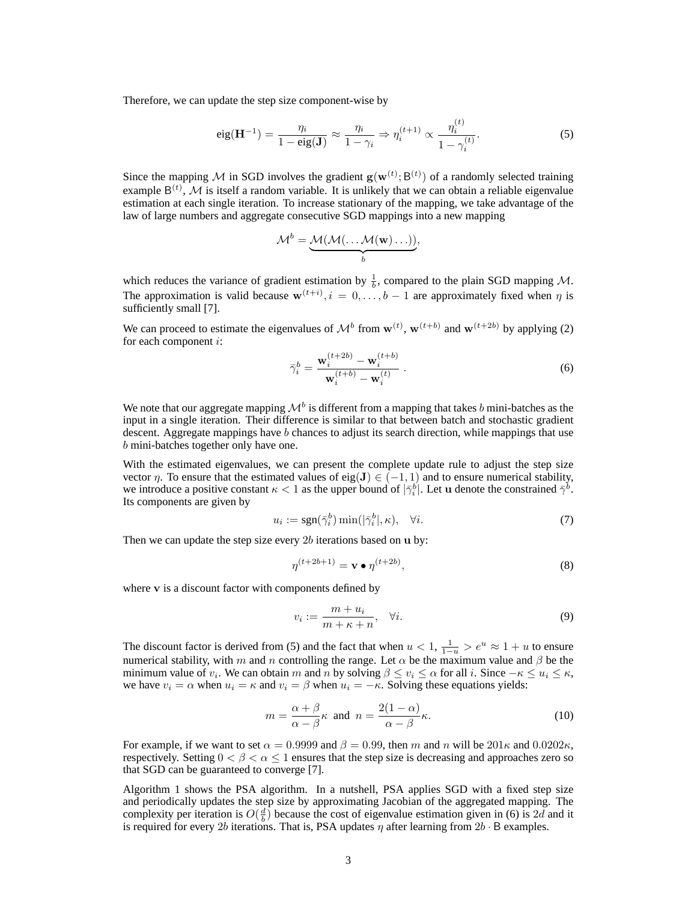Therefore, we can update the step size component-wise by

$$\text{eig}(\mathbf{H}^{-1}) = \frac{\eta_i}{1 - \text{eig}(\mathbf{J})} \approx \frac{\eta_i}{1 - \gamma_i} \Rightarrow \eta_i^{(t+1)} \propto \frac{\eta_i^{(t)}}{1 - \gamma_i^{(t)}}. \tag{5}$$

Since the mapping $\mathcal{M}$ in SGD involves the gradient $\mathbf{g}(\mathbf{w}^{(t)}; \mathsf{B}^{(t)})$ of a randomly selected training example $\mathsf{B}^{(t)}$, $\mathcal{M}$ is itself a random variable. It is unlikely that we can obtain a reliable eigenvalue estimation at each single iteration. To increase stationary of the mapping, we take advantage of the law of large numbers and aggregate consecutive SGD mappings into a new mapping

$$\mathcal{M}^b = \underbrace{\mathcal{M}(\mathcal{M}(\ldots \mathcal{M}(\mathbf{w}) \ldots))}_{b},$$

which reduces the variance of gradient estimation by $\frac{1}{b}$, compared to the plain SGD mapping $\mathcal{M}$. The approximation is valid because $\mathbf{w}^{(t+i)}, i = 0, \ldots, b-1$ are approximately fixed when $\eta$ is sufficiently small [7].

We can proceed to estimate the eigenvalues of $\mathcal{M}^b$ from $\mathbf{w}^{(t)}$, $\mathbf{w}^{(t+b)}$ and $\mathbf{w}^{(t+2b)}$ by applying (2) for each component $i$:

$$\bar{\gamma}_i^b = \frac{\mathbf{w}_i^{(t+2b)} - \mathbf{w}_i^{(t+b)}}{\mathbf{w}_i^{(t+b)} - \mathbf{w}_i^{(t)}} \ . \tag{6}$$

We note that our aggregate mapping $\mathcal{M}^b$ is different from a mapping that takes $b$ mini-batches as the input in a single iteration. Their difference is similar to that between batch and stochastic gradient descent. Aggregate mappings have $b$ chances to adjust its search direction, while mappings that use $b$ mini-batches together only have one.

With the estimated eigenvalues, we can present the complete update rule to adjust the step size vector $\eta$. To ensure that the estimated values of $\text{eig}(\mathbf{J}) \in (-1, 1)$ and to ensure numerical stability, we introduce a positive constant $\kappa < 1$ as the upper bound of $|\bar{\gamma}_i^b|$. Let $\mathbf{u}$ denote the constrained $\bar{\gamma}^b$. Its components are given by

$$u_i := \text{sgn}(\bar{\gamma}_i^b) \min(|\bar{\gamma}_i^b|, \kappa), \quad \forall i. \tag{7}$$

Then we can update the step size every $2b$ iterations based on $\mathbf{u}$ by:

$$\eta^{(t+2b+1)} = \mathbf{v} \bullet \eta^{(t+2b)}, \tag{8}$$

where $\mathbf{v}$ is a discount factor with components defined by

$$v_i := \frac{m + u_i}{m + \kappa + n}, \quad \forall i. \tag{9}$$

The discount factor is derived from (5) and the fact that when $u < 1$, $\frac{1}{1-u} > e^u \approx 1 + u$ to ensure numerical stability, with $m$ and $n$ controlling the range. Let $\alpha$ be the maximum value and $\beta$ be the minimum value of $v_i$. We can obtain $m$ and $n$ by solving $\beta \leq v_i \leq \alpha$ for all $i$. Since $-\kappa \leq u_i \leq \kappa$, we have $v_i = \alpha$ when $u_i = \kappa$ and $v_i = \beta$ when $u_i = -\kappa$. Solving these equations yields:

$$m = \frac{\alpha + \beta}{\alpha - \beta}\kappa \ \text{ and } \ n = \frac{2(1 - \alpha)}{\alpha - \beta}\kappa. \tag{10}$$

For example, if we want to set $\alpha = 0.9999$ and $\beta = 0.99$, then $m$ and $n$ will be $201\kappa$ and $0.0202\kappa$, respectively. Setting $0 < \beta < \alpha \leq 1$ ensures that the step size is decreasing and approaches zero so that SGD can be guaranteed to converge [7].

Algorithm 1 shows the PSA algorithm. In a nutshell, PSA applies SGD with a fixed step size and periodically updates the step size by approximating Jacobian of the aggregated mapping. The complexity per iteration is $O(\frac{d}{b})$ because the cost of eigenvalue estimation given in (6) is $2d$ and it is required for every $2b$ iterations. That is, PSA updates $\eta$ after learning from $2b \cdot \mathsf{B}$ examples.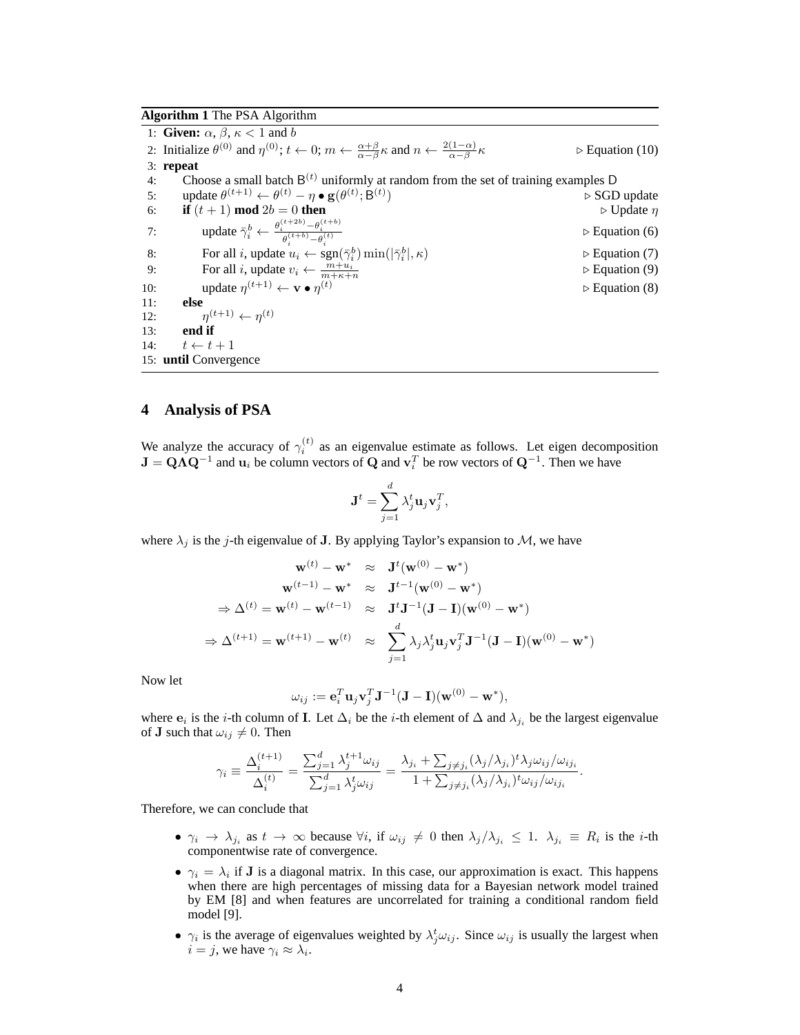**Algorithm 1** The PSA Algorithm

```
1: Given: α, β, κ < 1 and b
2: Initialize θ^(0) and η^(0); t ← 0; m ← (α+β)/(α−β) κ and n ← 2(1−α)/(α−β) κ      ▷ Equation (10)
3: repeat
4:     Choose a small batch B^(t) uniformly at random from the set of training examples D
5:     update θ^(t+1) ← θ^(t) − η • g(θ^(t); B^(t))                                    ▷ SGD update
6:     if (t + 1) mod 2b = 0 then                                                       ▷ Update η
7:         update γ̄_i^b ← (θ_i^(t+2b) − θ_i^(t+b)) / (θ_i^(t+b) − θ_i^(t))              ▷ Equation (6)
8:         For all i, update u_i ← sgn(γ̄_i^b) min(|γ̄_i^b|, κ)                           ▷ Equation (7)
9:         For all i, update v_i ← (m + u_i)/(m + κ + n)                                ▷ Equation (9)
10:        update η^(t+1) ← v • η^(t)                                                    ▷ Equation (8)
11:    else
12:        η^(t+1) ← η^(t)
13:    end if
14:    t ← t + 1
15: until Convergence
```

## 4 Analysis of PSA

We analyze the accuracy of $\gamma_i^{(t)}$ as an eigenvalue estimate as follows. Let eigen decomposition $\mathbf{J} = \mathbf{Q}\mathbf{\Lambda}\mathbf{Q}^{-1}$ and $\mathbf{u}_i$ be column vectors of $\mathbf{Q}$ and $\mathbf{v}_i^T$ be row vectors of $\mathbf{Q}^{-1}$. Then we have

$$\mathbf{J}^t = \sum_{j=1}^{d} \lambda_j^t \mathbf{u}_j \mathbf{v}_j^T,$$

where $\lambda_j$ is the $j$-th eigenvalue of $\mathbf{J}$. By applying Taylor's expansion to $\mathcal{M}$, we have

$$\begin{aligned}
\mathbf{w}^{(t)} - \mathbf{w}^* &\approx \mathbf{J}^t(\mathbf{w}^{(0)} - \mathbf{w}^*) \\
\mathbf{w}^{(t-1)} - \mathbf{w}^* &\approx \mathbf{J}^{t-1}(\mathbf{w}^{(0)} - \mathbf{w}^*) \\
\Rightarrow \Delta^{(t)} = \mathbf{w}^{(t)} - \mathbf{w}^{(t-1)} &\approx \mathbf{J}^t\mathbf{J}^{-1}(\mathbf{J} - \mathbf{I})(\mathbf{w}^{(0)} - \mathbf{w}^*) \\
\Rightarrow \Delta^{(t+1)} = \mathbf{w}^{(t+1)} - \mathbf{w}^{(t)} &\approx \sum_{j=1}^{d} \lambda_j \lambda_j^t \mathbf{u}_j \mathbf{v}_j^T \mathbf{J}^{-1}(\mathbf{J} - \mathbf{I})(\mathbf{w}^{(0)} - \mathbf{w}^*)
\end{aligned}$$

Now let

$$\omega_{ij} := \mathbf{e}_i^T \mathbf{u}_j \mathbf{v}_j^T \mathbf{J}^{-1}(\mathbf{J} - \mathbf{I})(\mathbf{w}^{(0)} - \mathbf{w}^*),$$

where $\mathbf{e}_i$ is the $i$-th column of $\mathbf{I}$. Let $\Delta_i$ be the $i$-th element of $\Delta$ and $\lambda_{j_i}$ be the largest eigenvalue of $\mathbf{J}$ such that $\omega_{ij} \neq 0$. Then

$$\gamma_i \equiv \frac{\Delta_i^{(t+1)}}{\Delta_i^{(t)}} = \frac{\sum_{j=1}^{d} \lambda_j^{t+1} \omega_{ij}}{\sum_{j=1}^{d} \lambda_j^t \omega_{ij}} = \frac{\lambda_{j_i} + \sum_{j \neq j_i} (\lambda_j/\lambda_{j_i})^t \lambda_j \omega_{ij}/\omega_{ij_i}}{1 + \sum_{j \neq j_i} (\lambda_j/\lambda_{j_i})^t \omega_{ij}/\omega_{ij_i}}.$$

Therefore, we can conclude that

- $\gamma_i \to \lambda_{j_i}$ as $t \to \infty$ because $\forall i$, if $\omega_{ij} \neq 0$ then $\lambda_j/\lambda_{j_i} \leq 1$. $\lambda_{j_i} \equiv R_i$ is the $i$-th componentwise rate of convergence.
- $\gamma_i = \lambda_i$ if $\mathbf{J}$ is a diagonal matrix. In this case, our approximation is exact. This happens when there are high percentages of missing data for a Bayesian network model trained by EM [8] and when features are uncorrelated for training a conditional random field model [9].
- $\gamma_i$ is the average of eigenvalues weighted by $\lambda_j^t \omega_{ij}$. Since $\omega_{ij}$ is usually the largest when $i = j$, we have $\gamma_i \approx \lambda_i$.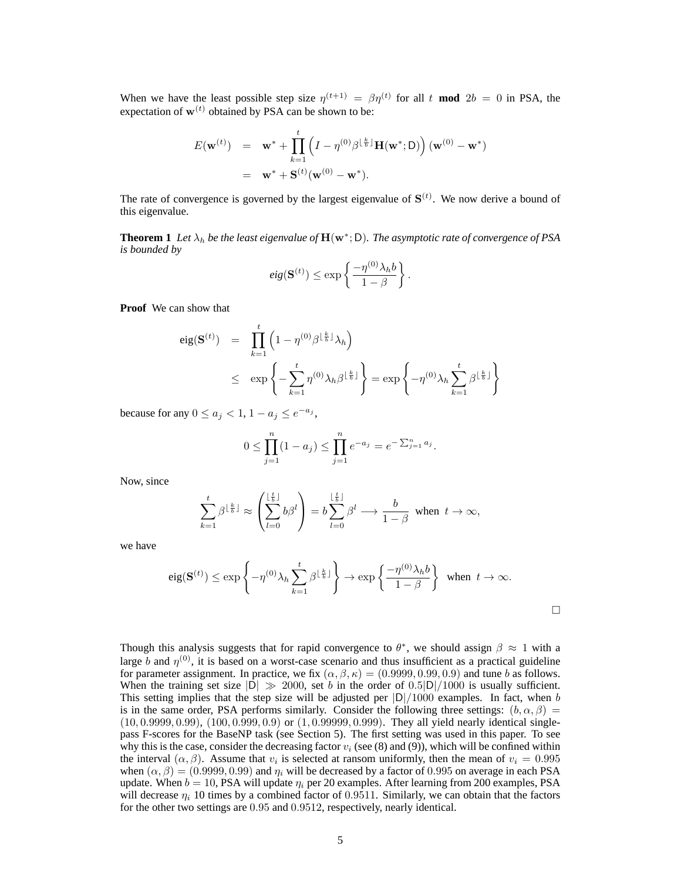When we have the least possible step size $\eta^{(t+1)} = \beta\eta^{(t)}$ for all $t$ **mod** $2b = 0$ in PSA, the expectation of $\mathbf{w}^{(t)}$ obtained by PSA can be shown to be:

$$
\begin{aligned}
E(\mathbf{w}^{(t)}) &= \mathbf{w}^* + \prod_{k=1}^{t} \left( I - \eta^{(0)}\beta^{\lfloor \frac{k}{b} \rfloor}\mathbf{H}(\mathbf{w}^*; \mathsf{D}) \right)(\mathbf{w}^{(0)} - \mathbf{w}^*) \\
&= \mathbf{w}^* + \mathbf{S}^{(t)}(\mathbf{w}^{(0)} - \mathbf{w}^*).
\end{aligned}
$$

The rate of convergence is governed by the largest eigenvalue of $\mathbf{S}^{(t)}$. We now derive a bound of this eigenvalue.

**Theorem 1** *Let $\lambda_h$ be the least eigenvalue of $\mathbf{H}(\mathbf{w}^*; \mathsf{D})$. The asymptotic rate of convergence of PSA is bounded by*

$$
\textit{eig}(\mathbf{S}^{(t)}) \leq \exp\left\{ \frac{-\eta^{(0)}\lambda_h b}{1-\beta} \right\}.
$$

**Proof** We can show that

$$
\begin{aligned}
\mathrm{eig}(\mathbf{S}^{(t)}) &= \prod_{k=1}^{t} \left( 1 - \eta^{(0)}\beta^{\lfloor \frac{k}{b} \rfloor}\lambda_h \right) \\
&\leq \exp\left\{ -\sum_{k=1}^{t} \eta^{(0)}\lambda_h\beta^{\lfloor \frac{k}{b} \rfloor} \right\} = \exp\left\{ -\eta^{(0)}\lambda_h \sum_{k=1}^{t} \beta^{\lfloor \frac{k}{b} \rfloor} \right\}
\end{aligned}
$$

because for any $0 \leq a_j < 1$, $1 - a_j \leq e^{-a_j}$,

$$
0 \leq \prod_{j=1}^{n}(1 - a_j) \leq \prod_{j=1}^{n} e^{-a_j} = e^{-\sum_{j=1}^{n} a_j}.
$$

Now, since

$$
\sum_{k=1}^{t} \beta^{\lfloor \frac{k}{b} \rfloor} \approx \left( \sum_{l=0}^{\lfloor \frac{t}{b} \rfloor} b\beta^l \right) = b\sum_{l=0}^{\lfloor \frac{t}{b} \rfloor} \beta^l \longrightarrow \frac{b}{1-\beta} \;\; \text{when} \;\; t \to \infty,
$$

we have

$$
\mathrm{eig}(\mathbf{S}^{(t)}) \leq \exp\left\{ -\eta^{(0)}\lambda_h \sum_{k=1}^{t} \beta^{\lfloor \frac{k}{b} \rfloor} \right\} \to \exp\left\{ \frac{-\eta^{(0)}\lambda_h b}{1-\beta} \right\} \;\; \text{when} \;\; t \to \infty.
$$

□

Though this analysis suggests that for rapid convergence to $\theta^*$, we should assign $\beta \approx 1$ with a large $b$ and $\eta^{(0)}$, it is based on a worst-case scenario and thus insufficient as a practical guideline for parameter assignment. In practice, we fix $(\alpha, \beta, \kappa) = (0.9999, 0.99, 0.9)$ and tune $b$ as follows. When the training set size $|\mathsf{D}| \gg 2000$, set $b$ in the order of $0.5|\mathsf{D}|/1000$ is usually sufficient. This setting implies that the step size will be adjusted per $|\mathsf{D}|/1000$ examples. In fact, when $b$ is in the same order, PSA performs similarly. Consider the following three settings: $(b, \alpha, \beta) = (10, 0.9999, 0.99)$, $(100, 0.999, 0.9)$ or $(1, 0.99999, 0.999)$. They all yield nearly identical single-pass F-scores for the BaseNP task (see Section 5). The first setting was used in this paper. To see why this is the case, consider the decreasing factor $v_i$ (see (8) and (9)), which will be confined within the interval $(\alpha, \beta)$. Assume that $v_i$ is selected at ransom uniformly, then the mean of $v_i = 0.995$ when $(\alpha, \beta) = (0.9999, 0.99)$ and $\eta_i$ will be decreased by a factor of $0.995$ on average in each PSA update. When $b = 10$, PSA will update $\eta_i$ per 20 examples. After learning from 200 examples, PSA will decrease $\eta_i$ 10 times by a combined factor of $0.9511$. Similarly, we can obtain that the factors for the other two settings are $0.95$ and $0.9512$, respectively, nearly identical.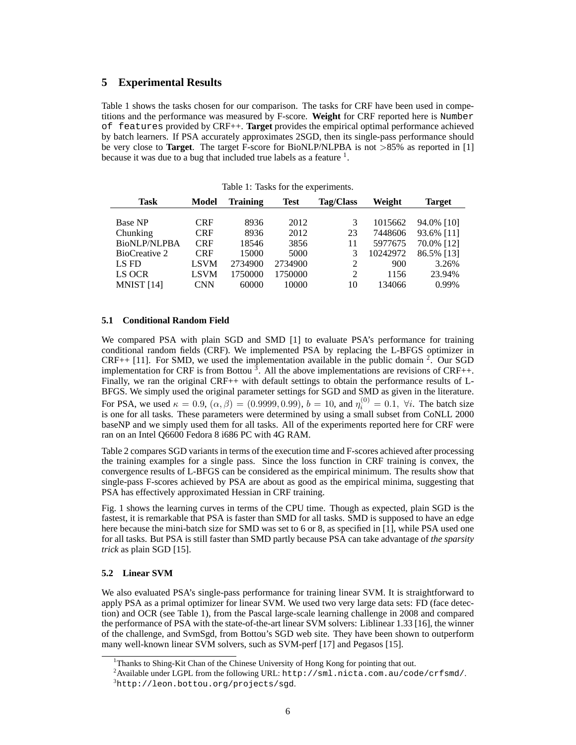## 5 Experimental Results

Table 1 shows the tasks chosen for our comparison. The tasks for CRF have been used in competitions and the performance was measured by F-score. **Weight** for CRF reported here is `Number of features` provided by CRF++. **Target** provides the empirical optimal performance achieved by batch learners. If PSA accurately approximates 2SGD, then its single-pass performance should be very close to **Target**. The target F-score for BioNLP/NLPBA is not >85% as reported in [1] because it was due to a bug that included true labels as a feature [1].

Table 1: Tasks for the experiments.

| Task | Model | Training | Test | Tag/Class | Weight | Target |
|---|---|---|---|---|---|---|
| Base NP | CRF | 8936 | 2012 | 3 | 1015662 | 94.0% [10] |
| Chunking | CRF | 8936 | 2012 | 23 | 7448606 | 93.6% [11] |
| BioNLP/NLPBA | CRF | 18546 | 3856 | 11 | 5977675 | 70.0% [12] |
| BioCreative 2 | CRF | 15000 | 5000 | 3 | 10242972 | 86.5% [13] |
| LS FD | LSVM | 2734900 | 2734900 | 2 | 900 | 3.26% |
| LS OCR | LSVM | 1750000 | 1750000 | 2 | 1156 | 23.94% |
| MNIST [14] | CNN | 60000 | 10000 | 10 | 134066 | 0.99% |

### 5.1 Conditional Random Field

We compared PSA with plain SGD and SMD [1] to evaluate PSA's performance for training conditional random fields (CRF). We implemented PSA by replacing the L-BFGS optimizer in CRF++ [11]. For SMD, we used the implementation available in the public domain [2]. Our SGD implementation for CRF is from Bottou [3]. All the above implementations are revisions of CRF++. Finally, we ran the original CRF++ with default settings to obtain the performance results of L-BFGS. We simply used the original parameter settings for SGD and SMD as given in the literature. For PSA, we used $\kappa = 0.9$, $(\alpha, \beta) = (0.9999, 0.99)$, $b = 10$, and $\eta_i^{(0)} = 0.1, \ \forall i$. The batch size is one for all tasks. These parameters were determined by using a small subset from CoNLL 2000 baseNP and we simply used them for all tasks. All of the experiments reported here for CRF were ran on an Intel Q6600 Fedora 8 i686 PC with 4G RAM.

Table 2 compares SGD variants in terms of the execution time and F-scores achieved after processing the training examples for a single pass. Since the loss function in CRF training is convex, the convergence results of L-BFGS can be considered as the empirical minimum. The results show that single-pass F-scores achieved by PSA are about as good as the empirical minima, suggesting that PSA has effectively approximated Hessian in CRF training.

Fig. 1 shows the learning curves in terms of the CPU time. Though as expected, plain SGD is the fastest, it is remarkable that PSA is faster than SMD for all tasks. SMD is supposed to have an edge here because the mini-batch size for SMD was set to 6 or 8, as specified in [1], while PSA used one for all tasks. But PSA is still faster than SMD partly because PSA can take advantage of *the sparsity trick* as plain SGD [15].

### 5.2 Linear SVM

We also evaluated PSA's single-pass performance for training linear SVM. It is straightforward to apply PSA as a primal optimizer for linear SVM. We used two very large data sets: FD (face detection) and OCR (see Table 1), from the Pascal large-scale learning challenge in 2008 and compared the performance of PSA with the state-of-the-art linear SVM solvers: Liblinear 1.33 [16], the winner of the challenge, and SvmSgd, from Bottou's SGD web site. They have been shown to outperform many well-known linear SVM solvers, such as SVM-perf [17] and Pegasos [15].

[1] Thanks to Shing-Kit Chan of the Chinese University of Hong Kong for pointing that out.

[2] Available under LGPL from the following URL: `http://sml.nicta.com.au/code/crfsmd/`.

[3] `http://leon.bottou.org/projects/sgd`.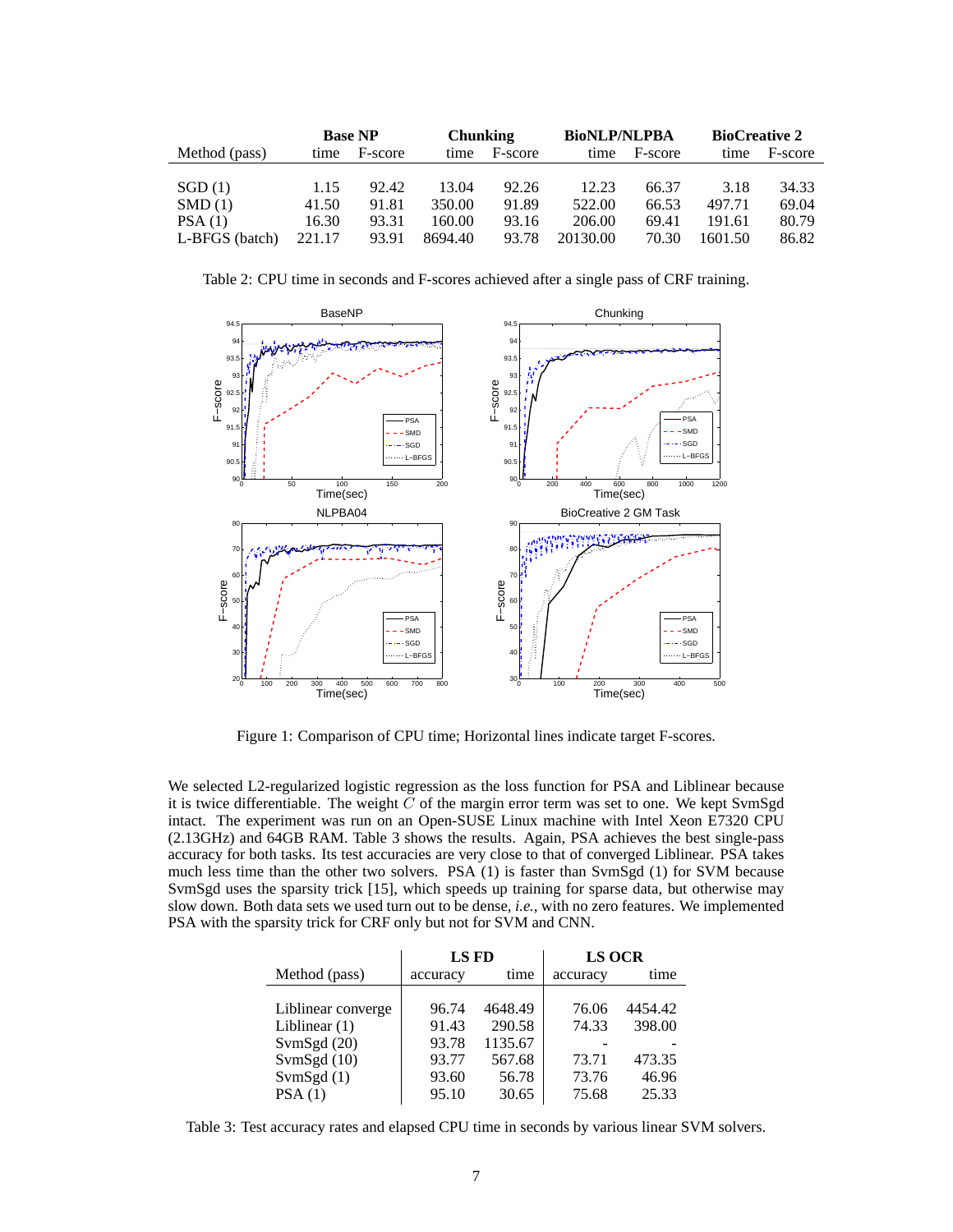| Method (pass) | Base NP | | Chunking | | BioNLP/NLPBA | | BioCreative 2 | |
|---|---|---|---|---|---|---|---|---|
| | time | F-score | time | F-score | time | F-score | time | F-score |
| SGD (1) | 1.15 | 92.42 | 13.04 | 92.26 | 12.23 | 66.37 | 3.18 | 34.33 |
| SMD (1) | 41.50 | 91.81 | 350.00 | 91.89 | 522.00 | 66.53 | 497.71 | 69.04 |
| PSA (1) | 16.30 | 93.31 | 160.00 | 93.16 | 206.00 | 69.41 | 191.61 | 80.79 |
| L-BFGS (batch) | 221.17 | 93.91 | 8694.40 | 93.78 | 20130.00 | 70.30 | 1601.50 | 86.82 |

Table 2: CPU time in seconds and F-scores achieved after a single pass of CRF training.

Figure 1: Comparison of CPU time; Horizontal lines indicate target F-scores.

We selected L2-regularized logistic regression as the loss function for PSA and Liblinear because it is twice differentiable. The weight $C$ of the margin error term was set to one. We kept SvmSgd intact. The experiment was run on an Open-SUSE Linux machine with Intel Xeon E7320 CPU (2.13GHz) and 64GB RAM. Table 3 shows the results. Again, PSA achieves the best single-pass accuracy for both tasks. Its test accuracies are very close to that of converged Liblinear. PSA takes much less time than the other two solvers. PSA (1) is faster than SvmSgd (1) for SVM because SvmSgd uses the sparsity trick [15], which speeds up training for sparse data, but otherwise may slow down. Both data sets we used turn out to be dense, *i.e.*, with no zero features. We implemented PSA with the sparsity trick for CRF only but not for SVM and CNN.

| Method (pass) | LS FD | | LS OCR | |
|---|---|---|---|---|
| | accuracy | time | accuracy | time |
| Liblinear converge | 96.74 | 4648.49 | 76.06 | 4454.42 |
| Liblinear (1) | 91.43 | 290.58 | 74.33 | 398.00 |
| SvmSgd (20) | 93.78 | 1135.67 | - | - |
| SvmSgd (10) | 93.77 | 567.68 | 73.71 | 473.35 |
| SvmSgd (1) | 93.60 | 56.78 | 73.76 | 46.96 |
| PSA (1) | 95.10 | 30.65 | 75.68 | 25.33 |

Table 3: Test accuracy rates and elapsed CPU time in seconds by various linear SVM solvers.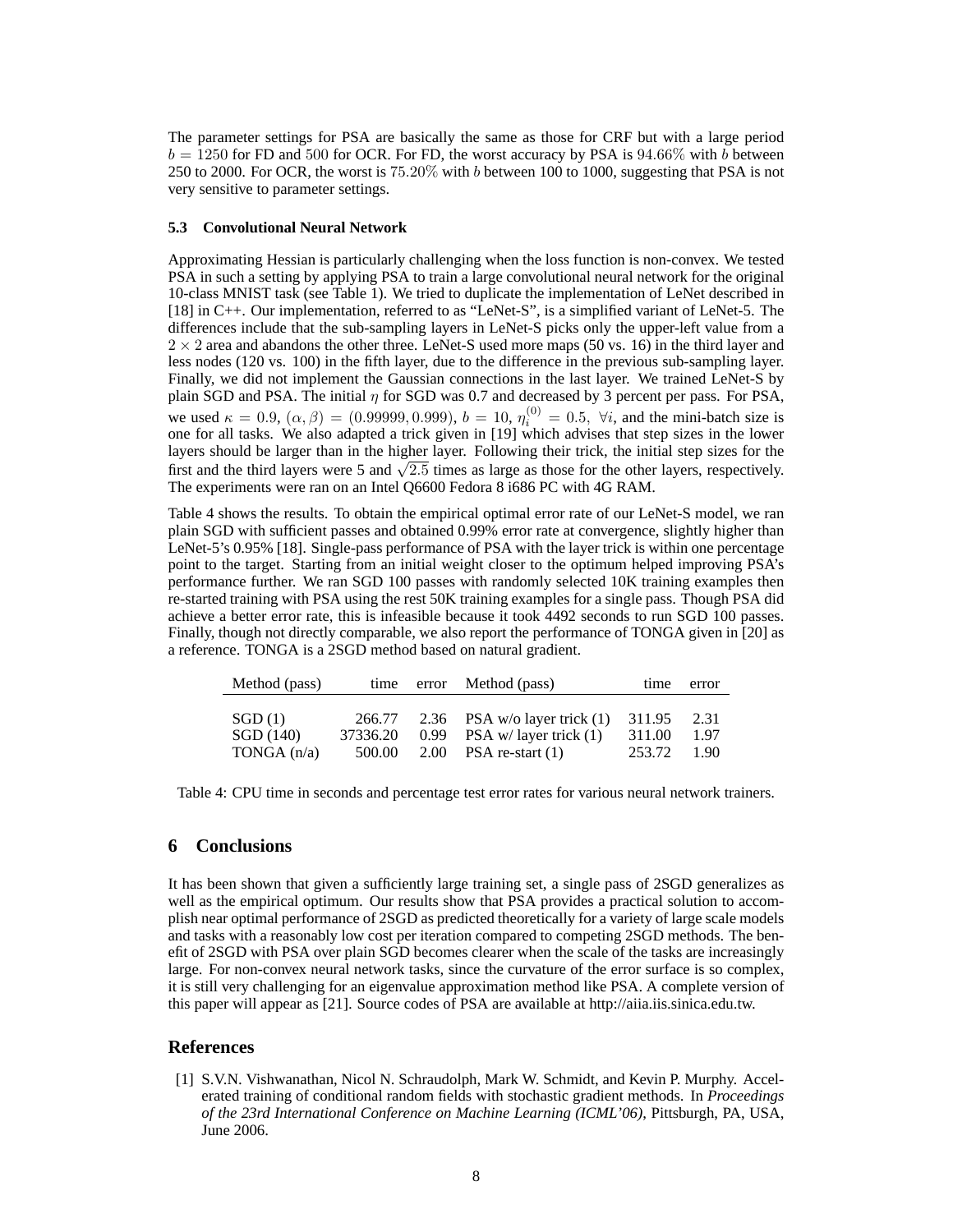The parameter settings for PSA are basically the same as those for CRF but with a large period $b = 1250$ for FD and $500$ for OCR. For FD, the worst accuracy by PSA is $94.66\%$ with $b$ between 250 to 2000. For OCR, the worst is $75.20\%$ with $b$ between 100 to 1000, suggesting that PSA is not very sensitive to parameter settings.

### 5.3 Convolutional Neural Network

Approximating Hessian is particularly challenging when the loss function is non-convex. We tested PSA in such a setting by applying PSA to train a large convolutional neural network for the original 10-class MNIST task (see Table 1). We tried to duplicate the implementation of LeNet described in [18] in C++. Our implementation, referred to as "LeNet-S", is a simplified variant of LeNet-5. The differences include that the sub-sampling layers in LeNet-S picks only the upper-left value from a $2 \times 2$ area and abandons the other three. LeNet-S used more maps (50 vs. 16) in the third layer and less nodes (120 vs. 100) in the fifth layer, due to the difference in the previous sub-sampling layer. Finally, we did not implement the Gaussian connections in the last layer. We trained LeNet-S by plain SGD and PSA. The initial $\eta$ for SGD was 0.7 and decreased by 3 percent per pass. For PSA, we used $\kappa = 0.9$, $(\alpha, \beta) = (0.99999, 0.999)$, $b = 10$, $\eta_i^{(0)} = 0.5$, $\forall i$, and the mini-batch size is one for all tasks. We also adapted a trick given in [19] which advises that step sizes in the lower layers should be larger than in the higher layer. Following their trick, the initial step sizes for the first and the third layers were 5 and $\sqrt{2.5}$ times as large as those for the other layers, respectively. The experiments were ran on an Intel Q6600 Fedora 8 i686 PC with 4G RAM.

Table 4 shows the results. To obtain the empirical optimal error rate of our LeNet-S model, we ran plain SGD with sufficient passes and obtained 0.99% error rate at convergence, slightly higher than LeNet-5's 0.95% [18]. Single-pass performance of PSA with the layer trick is within one percentage point to the target. Starting from an initial weight closer to the optimum helped improving PSA's performance further. We ran SGD 100 passes with randomly selected 10K training examples then re-started training with PSA using the rest 50K training examples for a single pass. Though PSA did achieve a better error rate, this is infeasible because it took 4492 seconds to run SGD 100 passes. Finally, though not directly comparable, we also report the performance of TONGA given in [20] as a reference. TONGA is a 2SGD method based on natural gradient.

| Method (pass) | time | error | Method (pass) | time | error |
|---|---|---|---|---|---|
| SGD (1) | 266.77 | 2.36 | PSA w/o layer trick (1) | 311.95 | 2.31 |
| SGD (140) | 37336.20 | 0.99 | PSA w/ layer trick (1) | 311.00 | 1.97 |
| TONGA (n/a) | 500.00 | 2.00 | PSA re-start (1) | 253.72 | 1.90 |

Table 4: CPU time in seconds and percentage test error rates for various neural network trainers.

## 6 Conclusions

It has been shown that given a sufficiently large training set, a single pass of 2SGD generalizes as well as the empirical optimum. Our results show that PSA provides a practical solution to accomplish near optimal performance of 2SGD as predicted theoretically for a variety of large scale models and tasks with a reasonably low cost per iteration compared to competing 2SGD methods. The benefit of 2SGD with PSA over plain SGD becomes clearer when the scale of the tasks are increasingly large. For non-convex neural network tasks, since the curvature of the error surface is so complex, it is still very challenging for an eigenvalue approximation method like PSA. A complete version of this paper will appear as [21]. Source codes of PSA are available at http://aiia.iis.sinica.edu.tw.

## References

[1] S.V.N. Vishwanathan, Nicol N. Schraudolph, Mark W. Schmidt, and Kevin P. Murphy. Accelerated training of conditional random fields with stochastic gradient methods. In *Proceedings of the 23rd International Conference on Machine Learning (ICML'06)*, Pittsburgh, PA, USA, June 2006.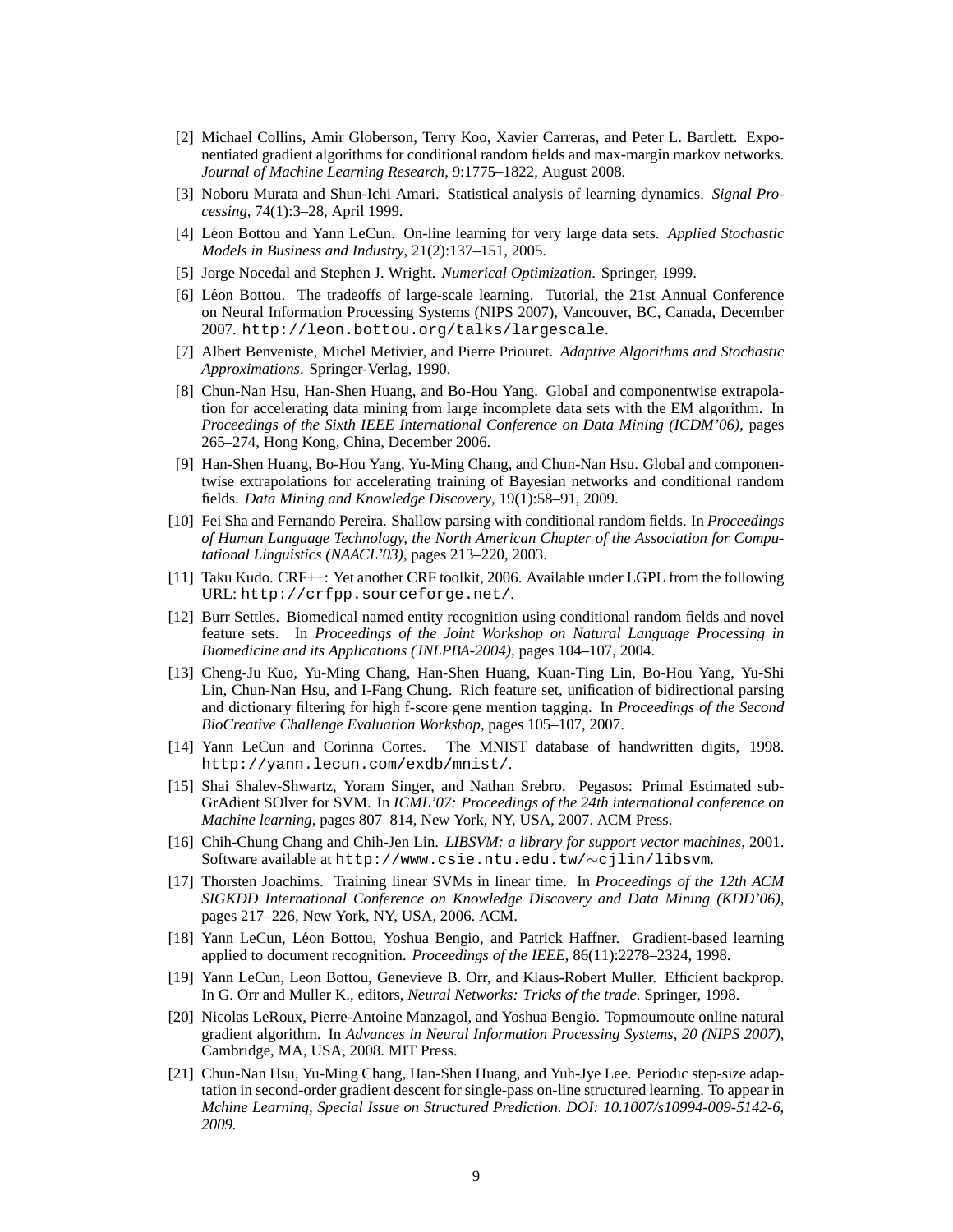[2] Michael Collins, Amir Globerson, Terry Koo, Xavier Carreras, and Peter L. Bartlett. Exponentiated gradient algorithms for conditional random fields and max-margin markov networks. *Journal of Machine Learning Research*, 9:1775–1822, August 2008.

[3] Noboru Murata and Shun-Ichi Amari. Statistical analysis of learning dynamics. *Signal Processing*, 74(1):3–28, April 1999.

[4] Léon Bottou and Yann LeCun. On-line learning for very large data sets. *Applied Stochastic Models in Business and Industry*, 21(2):137–151, 2005.

[5] Jorge Nocedal and Stephen J. Wright. *Numerical Optimization*. Springer, 1999.

[6] Léon Bottou. The tradeoffs of large-scale learning. Tutorial, the 21st Annual Conference on Neural Information Processing Systems (NIPS 2007), Vancouver, BC, Canada, December 2007. `http://leon.bottou.org/talks/largescale`.

[7] Albert Benveniste, Michel Metivier, and Pierre Priouret. *Adaptive Algorithms and Stochastic Approximations*. Springer-Verlag, 1990.

[8] Chun-Nan Hsu, Han-Shen Huang, and Bo-Hou Yang. Global and componentwise extrapolation for accelerating data mining from large incomplete data sets with the EM algorithm. In *Proceedings of the Sixth IEEE International Conference on Data Mining (ICDM'06)*, pages 265–274, Hong Kong, China, December 2006.

[9] Han-Shen Huang, Bo-Hou Yang, Yu-Ming Chang, and Chun-Nan Hsu. Global and componentwise extrapolations for accelerating training of Bayesian networks and conditional random fields. *Data Mining and Knowledge Discovery*, 19(1):58–91, 2009.

[10] Fei Sha and Fernando Pereira. Shallow parsing with conditional random fields. In *Proceedings of Human Language Technology, the North American Chapter of the Association for Computational Linguistics (NAACL'03)*, pages 213–220, 2003.

[11] Taku Kudo. CRF++: Yet another CRF toolkit, 2006. Available under LGPL from the following URL: `http://crfpp.sourceforge.net/`.

[12] Burr Settles. Biomedical named entity recognition using conditional random fields and novel feature sets. In *Proceedings of the Joint Workshop on Natural Language Processing in Biomedicine and its Applications (JNLPBA-2004)*, pages 104–107, 2004.

[13] Cheng-Ju Kuo, Yu-Ming Chang, Han-Shen Huang, Kuan-Ting Lin, Bo-Hou Yang, Yu-Shi Lin, Chun-Nan Hsu, and I-Fang Chung. Rich feature set, unification of bidirectional parsing and dictionary filtering for high f-score gene mention tagging. In *Proceedings of the Second BioCreative Challenge Evaluation Workshop*, pages 105–107, 2007.

[14] Yann LeCun and Corinna Cortes. The MNIST database of handwritten digits, 1998. `http://yann.lecun.com/exdb/mnist/`.

[15] Shai Shalev-Shwartz, Yoram Singer, and Nathan Srebro. Pegasos: Primal Estimated sub-GrAdient SOlver for SVM. In *ICML'07: Proceedings of the 24th international conference on Machine learning*, pages 807–814, New York, NY, USA, 2007. ACM Press.

[16] Chih-Chung Chang and Chih-Jen Lin. *LIBSVM: a library for support vector machines*, 2001. Software available at `http://www.csie.ntu.edu.tw/~cjlin/libsvm`.

[17] Thorsten Joachims. Training linear SVMs in linear time. In *Proceedings of the 12th ACM SIGKDD International Conference on Knowledge Discovery and Data Mining (KDD'06)*, pages 217–226, New York, NY, USA, 2006. ACM.

[18] Yann LeCun, Léon Bottou, Yoshua Bengio, and Patrick Haffner. Gradient-based learning applied to document recognition. *Proceedings of the IEEE*, 86(11):2278–2324, 1998.

[19] Yann LeCun, Leon Bottou, Genevieve B. Orr, and Klaus-Robert Muller. Efficient backprop. In G. Orr and Muller K., editors, *Neural Networks: Tricks of the trade*. Springer, 1998.

[20] Nicolas LeRoux, Pierre-Antoine Manzagol, and Yoshua Bengio. Topmoumoute online natural gradient algorithm. In *Advances in Neural Information Processing Systems, 20 (NIPS 2007)*, Cambridge, MA, USA, 2008. MIT Press.

[21] Chun-Nan Hsu, Yu-Ming Chang, Han-Shen Huang, and Yuh-Jye Lee. Periodic step-size adaptation in second-order gradient descent for single-pass on-line structured learning. To appear in *Mchine Learning, Special Issue on Structured Prediction. DOI: 10.1007/s10994-009-5142-6, 2009.*